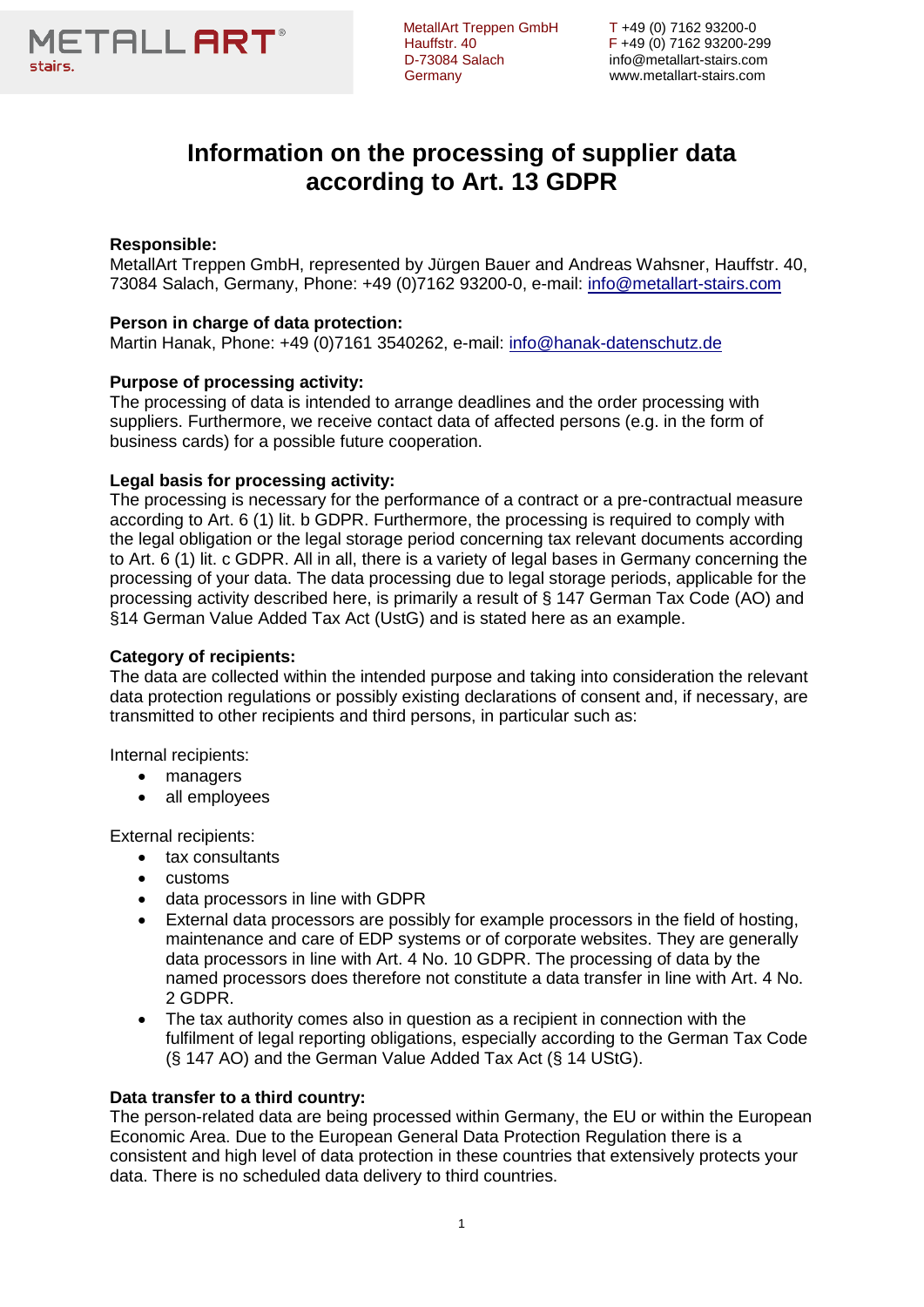METALLART stairs.

MetallArt Treppen GmbH
Hauffstr. 40
D-73084 Salach
Germany

T +49 (0) 7162 93200-0
F +49 (0) 7162 93200-299
info@metallart-stairs.com
www.metallart-stairs.com

# Information on the processing of supplier data according to Art. 13 GDPR

**Responsible:**
MetallArt Treppen GmbH, represented by Jürgen Bauer and Andreas Wahsner, Hauffstr. 40, 73084 Salach, Germany, Phone: +49 (0)7162 93200-0, e-mail: info@metallart-stairs.com

**Person in charge of data protection:**
Martin Hanak, Phone: +49 (0)7161 3540262, e-mail: info@hanak-datenschutz.de

**Purpose of processing activity:**
The processing of data is intended to arrange deadlines and the order processing with suppliers. Furthermore, we receive contact data of affected persons (e.g. in the form of business cards) for a possible future cooperation.

**Legal basis for processing activity:**
The processing is necessary for the performance of a contract or a pre-contractual measure according to Art. 6 (1) lit. b GDPR. Furthermore, the processing is required to comply with the legal obligation or the legal storage period concerning tax relevant documents according to Art. 6 (1) lit. c GDPR. All in all, there is a variety of legal bases in Germany concerning the processing of your data. The data processing due to legal storage periods, applicable for the processing activity described here, is primarily a result of § 147 German Tax Code (AO) and §14 German Value Added Tax Act (UstG) and is stated here as an example.

**Category of recipients:**
The data are collected within the intended purpose and taking into consideration the relevant data protection regulations or possibly existing declarations of consent and, if necessary, are transmitted to other recipients and third persons, in particular such as:

Internal recipients:

- managers
- all employees

External recipients:

- tax consultants
- customs
- data processors in line with GDPR
- External data processors are possibly for example processors in the field of hosting, maintenance and care of EDP systems or of corporate websites. They are generally data processors in line with Art. 4 No. 10 GDPR. The processing of data by the named processors does therefore not constitute a data transfer in line with Art. 4 No. 2 GDPR.
- The tax authority comes also in question as a recipient in connection with the fulfilment of legal reporting obligations, especially according to the German Tax Code (§ 147 AO) and the German Value Added Tax Act (§ 14 UStG).

**Data transfer to a third country:**
The person-related data are being processed within Germany, the EU or within the European Economic Area. Due to the European General Data Protection Regulation there is a consistent and high level of data protection in these countries that extensively protects your data. There is no scheduled data delivery to third countries.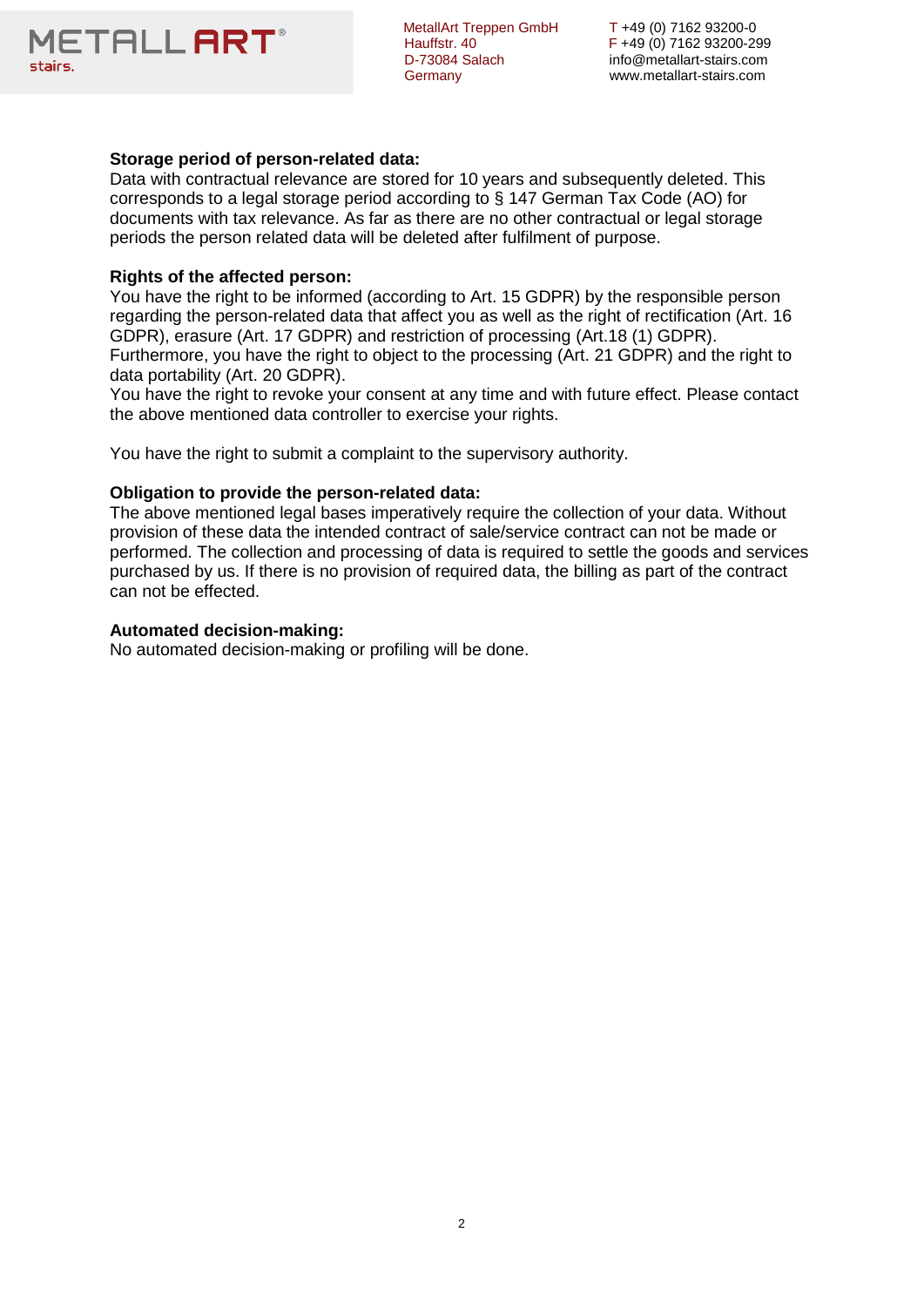**Storage period of person-related data:**
Data with contractual relevance are stored for 10 years and subsequently deleted. This corresponds to a legal storage period according to § 147 German Tax Code (AO) for documents with tax relevance. As far as there are no other contractual or legal storage periods the person related data will be deleted after fulfilment of purpose.

**Rights of the affected person:**
You have the right to be informed (according to Art. 15 GDPR) by the responsible person regarding the person-related data that affect you as well as the right of rectification (Art. 16 GDPR), erasure (Art. 17 GDPR) and restriction of processing (Art.18 (1) GDPR). Furthermore, you have the right to object to the processing (Art. 21 GDPR) and the right to data portability (Art. 20 GDPR).
You have the right to revoke your consent at any time and with future effect. Please contact the above mentioned data controller to exercise your rights.

You have the right to submit a complaint to the supervisory authority.

**Obligation to provide the person-related data:**
The above mentioned legal bases imperatively require the collection of your data. Without provision of these data the intended contract of sale/service contract can not be made or performed. The collection and processing of data is required to settle the goods and services purchased by us. If there is no provision of required data, the billing as part of the contract can not be effected.

**Automated decision-making:**
No automated decision-making or profiling will be done.